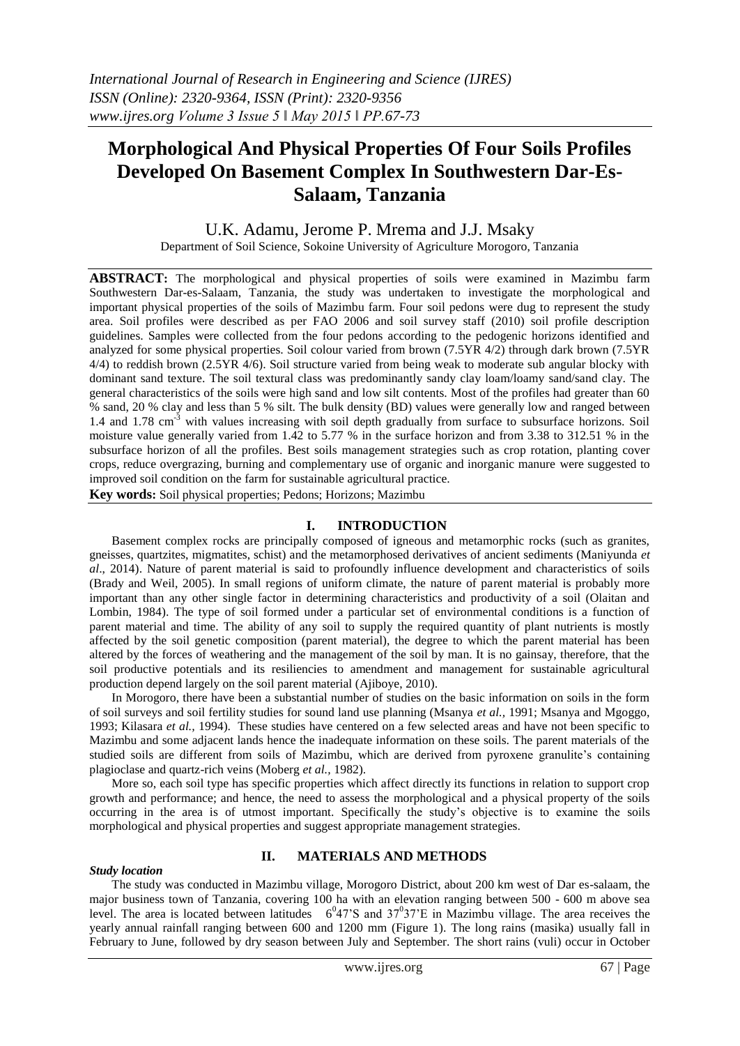*International Journal of Research in Engineering and Science (IJRES)*
*ISSN (Online): 2320-9364, ISSN (Print): 2320-9356*
*www.ijres.org Volume 3 Issue 5 ǁ May 2015 ǁ PP.67-73*

# Morphological And Physical Properties Of Four Soils Profiles Developed On Basement Complex In Southwestern Dar-Es-Salaam, Tanzania

U.K. Adamu, Jerome P. Mrema and J.J. Msaky

Department of Soil Science, Sokoine University of Agriculture Morogoro, Tanzania

**ABSTRACT:** The morphological and physical properties of soils were examined in Mazimbu farm Southwestern Dar-es-Salaam, Tanzania, the study was undertaken to investigate the morphological and important physical properties of the soils of Mazimbu farm. Four soil pedons were dug to represent the study area. Soil profiles were described as per FAO 2006 and soil survey staff (2010) soil profile description guidelines. Samples were collected from the four pedons according to the pedogenic horizons identified and analyzed for some physical properties. Soil colour varied from brown (7.5YR 4/2) through dark brown (7.5YR 4/4) to reddish brown (2.5YR 4/6). Soil structure varied from being weak to moderate sub angular blocky with dominant sand texture. The soil textural class was predominantly sandy clay loam/loamy sand/sand clay. The general characteristics of the soils were high sand and low silt contents. Most of the profiles had greater than 60 % sand, 20 % clay and less than 5 % silt. The bulk density (BD) values were generally low and ranged between 1.4 and 1.78 cm$^{-3}$ with values increasing with soil depth gradually from surface to subsurface horizons. Soil moisture value generally varied from 1.42 to 5.77 % in the surface horizon and from 3.38 to 312.51 % in the subsurface horizon of all the profiles. Best soils management strategies such as crop rotation, planting cover crops, reduce overgrazing, burning and complementary use of organic and inorganic manure were suggested to improved soil condition on the farm for sustainable agricultural practice.

**Key words:** Soil physical properties; Pedons; Horizons; Mazimbu

## I. INTRODUCTION

Basement complex rocks are principally composed of igneous and metamorphic rocks (such as granites, gneisses, quartzites, migmatites, schist) and the metamorphosed derivatives of ancient sediments (Maniyunda *et al*., 2014). Nature of parent material is said to profoundly influence development and characteristics of soils (Brady and Weil, 2005). In small regions of uniform climate, the nature of parent material is probably more important than any other single factor in determining characteristics and productivity of a soil (Olaitan and Lombin, 1984). The type of soil formed under a particular set of environmental conditions is a function of parent material and time. The ability of any soil to supply the required quantity of plant nutrients is mostly affected by the soil genetic composition (parent material), the degree to which the parent material has been altered by the forces of weathering and the management of the soil by man. It is no gainsay, therefore, that the soil productive potentials and its resiliencies to amendment and management for sustainable agricultural production depend largely on the soil parent material (Ajiboye, 2010).

In Morogoro, there have been a substantial number of studies on the basic information on soils in the form of soil surveys and soil fertility studies for sound land use planning (Msanya *et al.,* 1991; Msanya and Mgoggo, 1993; Kilasara *et al.,* 1994). These studies have centered on a few selected areas and have not been specific to Mazimbu and some adjacent lands hence the inadequate information on these soils. The parent materials of the studied soils are different from soils of Mazimbu, which are derived from pyroxene granulite's containing plagioclase and quartz-rich veins (Moberg *et al.,* 1982).

More so, each soil type has specific properties which affect directly its functions in relation to support crop growth and performance; and hence, the need to assess the morphological and a physical property of the soils occurring in the area is of utmost important. Specifically the study's objective is to examine the soils morphological and physical properties and suggest appropriate management strategies.

## II. MATERIALS AND METHODS

### *Study location*

The study was conducted in Mazimbu village, Morogoro District, about 200 km west of Dar es-salaam, the major business town of Tanzania, covering 100 ha with an elevation ranging between 500 - 600 m above sea level. The area is located between latitudes $6^0 47$'S and $37^0 37$'E in Mazimbu village. The area receives the yearly annual rainfall ranging between 600 and 1200 mm (Figure 1). The long rains (masika) usually fall in February to June, followed by dry season between July and September. The short rains (vuli) occur in October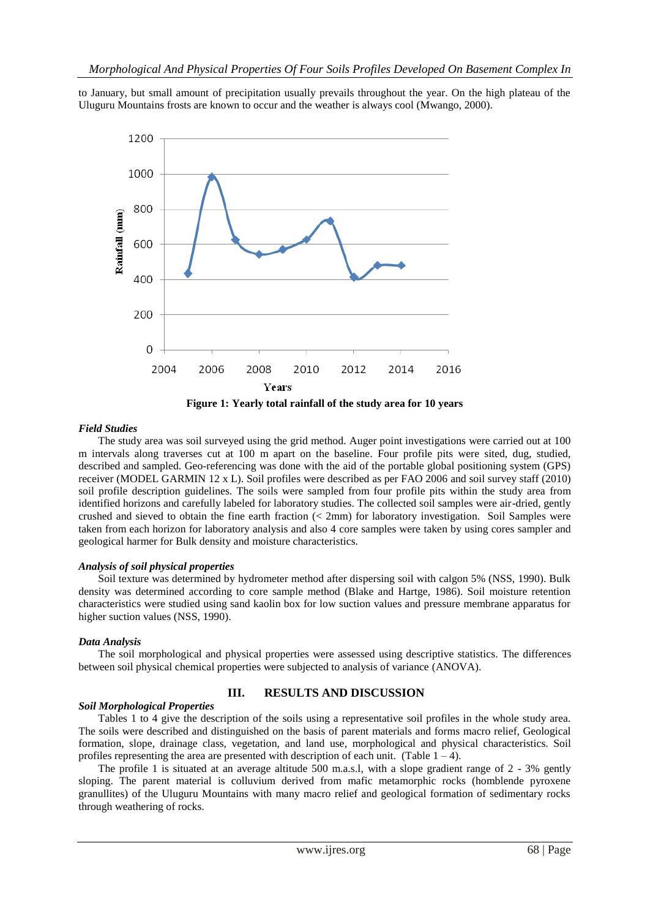to January, but small amount of precipitation usually prevails throughout the year. On the high plateau of the Uluguru Mountains frosts are known to occur and the weather is always cool (Mwango, 2000).

**Figure 1: Yearly total rainfall of the study area for 10 years**

### *Field Studies*

The study area was soil surveyed using the grid method. Auger point investigations were carried out at 100 m intervals along traverses cut at 100 m apart on the baseline. Four profile pits were sited, dug, studied, described and sampled. Geo-referencing was done with the aid of the portable global positioning system (GPS) receiver (MODEL GARMIN 12 x L). Soil profiles were described as per FAO 2006 and soil survey staff (2010) soil profile description guidelines. The soils were sampled from four profile pits within the study area from identified horizons and carefully labeled for laboratory studies. The collected soil samples were air-dried, gently crushed and sieved to obtain the fine earth fraction (< 2mm) for laboratory investigation. Soil Samples were taken from each horizon for laboratory analysis and also 4 core samples were taken by using cores sampler and geological harmer for Bulk density and moisture characteristics.

### *Analysis of soil physical properties*

Soil texture was determined by hydrometer method after dispersing soil with calgon 5% (NSS, 1990). Bulk density was determined according to core sample method (Blake and Hartge, 1986). Soil moisture retention characteristics were studied using sand kaolin box for low suction values and pressure membrane apparatus for higher suction values (NSS, 1990).

### *Data Analysis*

The soil morphological and physical properties were assessed using descriptive statistics. The differences between soil physical chemical properties were subjected to analysis of variance (ANOVA).

## III. RESULTS AND DISCUSSION

### *Soil Morphological Properties*

Tables 1 to 4 give the description of the soils using a representative soil profiles in the whole study area. The soils were described and distinguished on the basis of parent materials and forms macro relief, Geological formation, slope, drainage class, vegetation, and land use, morphological and physical characteristics. Soil profiles representing the area are presented with description of each unit. (Table 1 – 4).

The profile 1 is situated at an average altitude 500 m.a.s.l, with a slope gradient range of 2 - 3% gently sloping. The parent material is colluvium derived from mafic metamorphic rocks (homblende pyroxene granullites) of the Uluguru Mountains with many macro relief and geological formation of sedimentary rocks through weathering of rocks.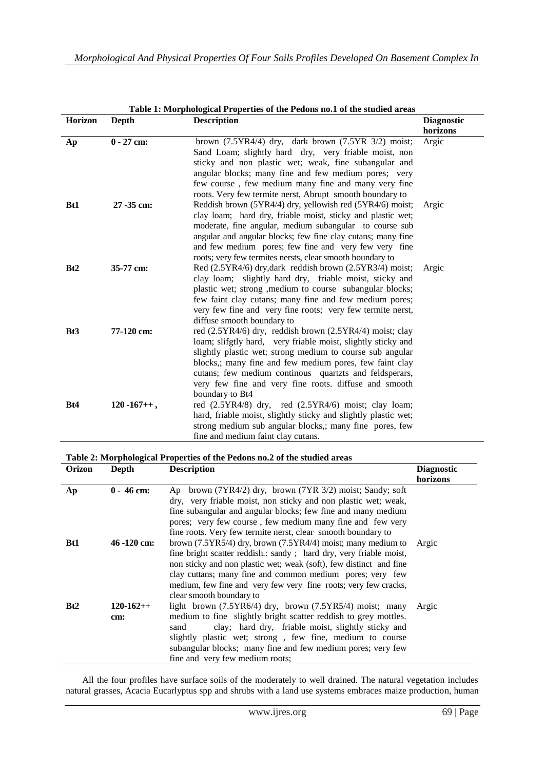**Table 1: Morphological Properties of the Pedons no.1 of the studied areas**

| Horizon | Depth | Description | Diagnostic horizons |
|---|---|---|---|
| **Ap** | **0 - 27 cm:** | brown (7.5YR4/4) dry, dark brown (7.5YR 3/2) moist; Sand Loam; slightly hard dry, very friable moist, non sticky and non plastic wet; weak, fine subangular and angular blocks; many fine and few medium pores; very few course , few medium many fine and many very fine roots. Very few termite nerst, Abrupt smooth boundary to | Argic |
| **Bt1** | **27 -35 cm:** | Reddish brown (5YR4/4) dry, yellowish red (5YR4/6) moist; clay loam; hard dry, friable moist, sticky and plastic wet; moderate, fine angular, medium subangular to course sub angular and angular blocks; few fine clay cutans; many fine and few medium pores; few fine and very few very fine roots; very few termites nersts, clear smooth boundary to | Argic |
| **Bt2** | **35-77 cm:** | Red (2.5YR4/6) dry,dark reddish brown (2.5YR3/4) moist; clay loam; slightly hard dry, friable moist, sticky and plastic wet; strong ,medium to course subangular blocks; few faint clay cutans; many fine and few medium pores; very few fine and very fine roots; very few termite nerst, diffuse smooth boundary to | Argic |
| **Bt3** | **77-120 cm:** | red (2.5YR4/6) dry, reddish brown (2.5YR4/4) moist; clay loam; slifgtly hard, very friable moist, slightly sticky and slightly plastic wet; strong medium to course sub angular blocks,; many fine and few medium pores, few faint clay cutans; few medium continous quartzts and feldsperars, very few fine and very fine roots. diffuse and smooth boundary to Bt4 | |
| **Bt4** | **120 -167++ ,** | red (2.5YR4/8) dry, red (2.5YR4/6) moist; clay loam; hard, friable moist, slightly sticky and slightly plastic wet; strong medium sub angular blocks,; many fine pores, few fine and medium faint clay cutans. | |

**Table 2: Morphological Properties of the Pedons no.2 of the studied areas**

| Orizon | Depth | Description | Diagnostic horizons |
|---|---|---|---|
| **Ap** | **0 - 46 cm:** | Ap brown (7YR4/2) dry, brown (7YR 3/2) moist; Sandy; soft dry, very friable moist, non sticky and non plastic wet; weak, fine subangular and angular blocks; few fine and many medium pores; very few course , few medium many fine and few very fine roots. Very few termite nerst, clear smooth boundary to | |
| **Bt1** | **46 -120 cm:** | brown (7.5YR5/4) dry, brown (7.5YR4/4) moist; many medium to fine bright scatter reddish.: sandy ; hard dry, very friable moist, non sticky and non plastic wet; weak (soft), few distinct and fine clay cuttans; many fine and common medium pores; very few medium, few fine and very few very fine roots; very few cracks, clear smooth boundary to | Argic |
| **Bt2** | **120-162++ cm:** | light brown (7.5YR6/4) dry, brown (7.5YR5/4) moist; many medium to fine slightly bright scatter reddish to grey mottles. sand clay; hard dry, friable moist, slightly sticky and slightly plastic wet; strong , few fine, medium to course subangular blocks; many fine and few medium pores; very few fine and very few medium roots; | Argic |

All the four profiles have surface soils of the moderately to well drained. The natural vegetation includes natural grasses, Acacia Eucarlyptus spp and shrubs with a land use systems embraces maize production, human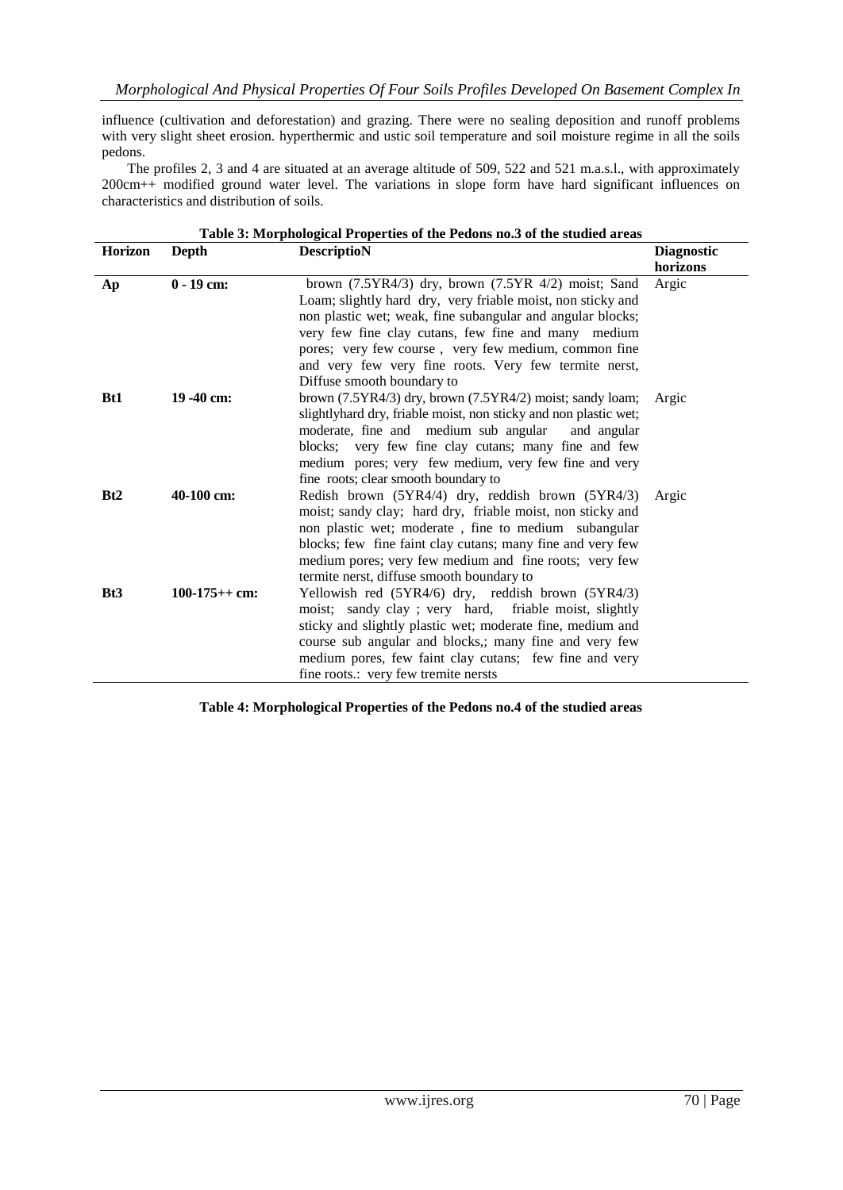influence (cultivation and deforestation) and grazing. There were no sealing deposition and runoff problems with very slight sheet erosion. hyperthermic and ustic soil temperature and soil moisture regime in all the soils pedons.

The profiles 2, 3 and 4 are situated at an average altitude of 509, 522 and 521 m.a.s.l., with approximately 200cm++ modified ground water level. The variations in slope form have hard significant influences on characteristics and distribution of soils.

**Table 3: Morphological Properties of the Pedons no.3 of the studied areas**

| Horizon | Depth | DescriptioN | Diagnostic horizons |
|---|---|---|---|
| **Ap** | **0 - 19 cm:** | brown (7.5YR4/3) dry, brown (7.5YR 4/2) moist; Sand Loam; slightly hard dry, very friable moist, non sticky and non plastic wet; weak, fine subangular and angular blocks; very few fine clay cutans, few fine and many medium pores; very few course , very few medium, common fine and very few very fine roots. Very few termite nerst, Diffuse smooth boundary to | Argic |
| **Bt1** | **19 -40 cm:** | brown (7.5YR4/3) dry, brown (7.5YR4/2) moist; sandy loam; slightlyhard dry, friable moist, non sticky and non plastic wet; moderate, fine and medium sub angular and angular blocks; very few fine clay cutans; many fine and few medium pores; very few medium, very few fine and very fine roots; clear smooth boundary to | Argic |
| **Bt2** | **40-100 cm:** | Redish brown (5YR4/4) dry, reddish brown (5YR4/3) moist; sandy clay; hard dry, friable moist, non sticky and non plastic wet; moderate , fine to medium subangular blocks; few fine faint clay cutans; many fine and very few medium pores; very few medium and fine roots; very few termite nerst, diffuse smooth boundary to | Argic |
| **Bt3** | **100-175++ cm:** | Yellowish red (5YR4/6) dry, reddish brown (5YR4/3) moist; sandy clay ; very hard, friable moist, slightly sticky and slightly plastic wet; moderate fine, medium and course sub angular and blocks,; many fine and very few medium pores, few faint clay cutans; few fine and very fine roots.: very few tremite nersts | |

**Table 4: Morphological Properties of the Pedons no.4 of the studied areas**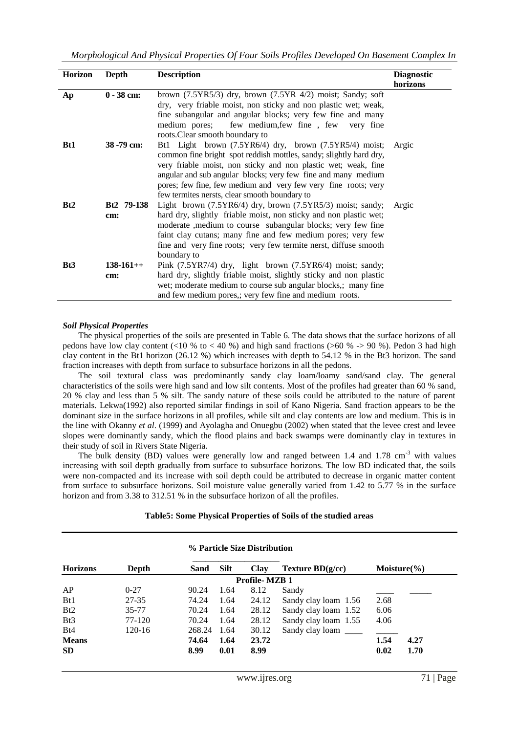| Horizon | Depth | Description | Diagnostic horizons |
|---|---|---|---|
| **Ap** | **0 - 38 cm:** | brown (7.5YR5/3) dry, brown (7.5YR 4/2) moist; Sandy; soft dry, very friable moist, non sticky and non plastic wet; weak, fine subangular and angular blocks; very few fine and many medium pores; few medium,few fine , few very fine roots.Clear smooth boundary to | |
| **Bt1** | **38 -79 cm:** | Bt1 Light brown (7.5YR6/4) dry, brown (7.5YR5/4) moist; common fine bright spot reddish mottles, sandy; slightly hard dry, very friable moist, non sticky and non plastic wet; weak, fine angular and sub angular blocks; very few fine and many medium pores; few fine, few medium and very few very fine roots; very few termites nersts, clear smooth boundary to | Argic |
| **Bt2** | **Bt2 79-138 cm:** | Light brown (7.5YR6/4) dry, brown (7.5YR5/3) moist; sandy; hard dry, slightly friable moist, non sticky and non plastic wet; moderate ,medium to course subangular blocks; very few fine faint clay cutans; many fine and few medium pores; very few fine and very fine roots; very few termite nerst, diffuse smooth boundary to | Argic |
| **Bt3** | **138-161++ cm:** | Pink (7.5YR7/4) dry, light brown (7.5YR6/4) moist; sandy; hard dry, slightly friable moist, slightly sticky and non plastic wet; moderate medium to course sub angular blocks,; many fine and few medium pores,; very few fine and medium roots. | |

### *Soil Physical Properties*

The physical properties of the soils are presented in Table 6. The data shows that the surface horizons of all pedons have low clay content (<10 % to < 40 %) and high sand fractions (>60 % -> 90 %). Pedon 3 had high clay content in the Bt1 horizon (26.12 %) which increases with depth to 54.12 % in the Bt3 horizon. The sand fraction increases with depth from surface to subsurface horizons in all the pedons.

The soil textural class was predominantly sandy clay loam/loamy sand/sand clay. The general characteristics of the soils were high sand and low silt contents. Most of the profiles had greater than 60 % sand, 20 % clay and less than 5 % silt. The sandy nature of these soils could be attributed to the nature of parent materials. Lekwa(1992) also reported similar findings in soil of Kano Nigeria. Sand fraction appears to be the dominant size in the surface horizons in all profiles, while silt and clay contents are low and medium. This is in the line with Okanny *et al*. (1999) and Ayolagha and Onuegbu (2002) when stated that the levee crest and levee slopes were dominantly sandy, which the flood plains and back swamps were dominantly clay in textures in their study of soil in Rivers State Nigeria.

The bulk density (BD) values were generally low and ranged between 1.4 and 1.78 $cm^{-3}$ with values increasing with soil depth gradually from surface to subsurface horizons. The low BD indicated that, the soils were non-compacted and its increase with soil depth could be attributed to decrease in organic matter content from surface to subsurface horizons. Soil moisture value generally varied from 1.42 to 5.77 % in the surface horizon and from 3.38 to 312.51 % in the subsurface horizon of all the profiles.

**Table5: Some Physical Properties of Soils of the studied areas**

| | | % Particle Size Distribution | | | | | |
|---|---|---|---|---|---|---|---|
| **Horizons** | **Depth** | **Sand** | **Silt** | **Clay** | **Texture BD(g/cc)** | **Moisture(%)** | |
| | | | | **Profile- MZB 1** | | | |
| AP | 0-27 | 90.24 | 1.64 | 8.12 | Sandy | ____ | _____ |
| Bt1 | 27-35 | 74.24 | 1.64 | 24.12 | Sandy clay loam 1.56 | 2.68 | |
| Bt2 | 35-77 | 70.24 | 1.64 | 28.12 | Sandy clay loam 1.52 | 6.06 | |
| Bt3 | 77-120 | 70.24 | 1.64 | 28.12 | Sandy clay loam 1.55 | 4.06 | |
| Bt4 | 120-16 | 268.24 | 1.64 | 30.12 | Sandy clay loam ____ | _____ | |
| **Means** | | **74.64** | **1.64** | **23.72** | | **1.54** | **4.27** |
| **SD** | | **8.99** | **0.01** | **8.99** | | **0.02** | **1.70** |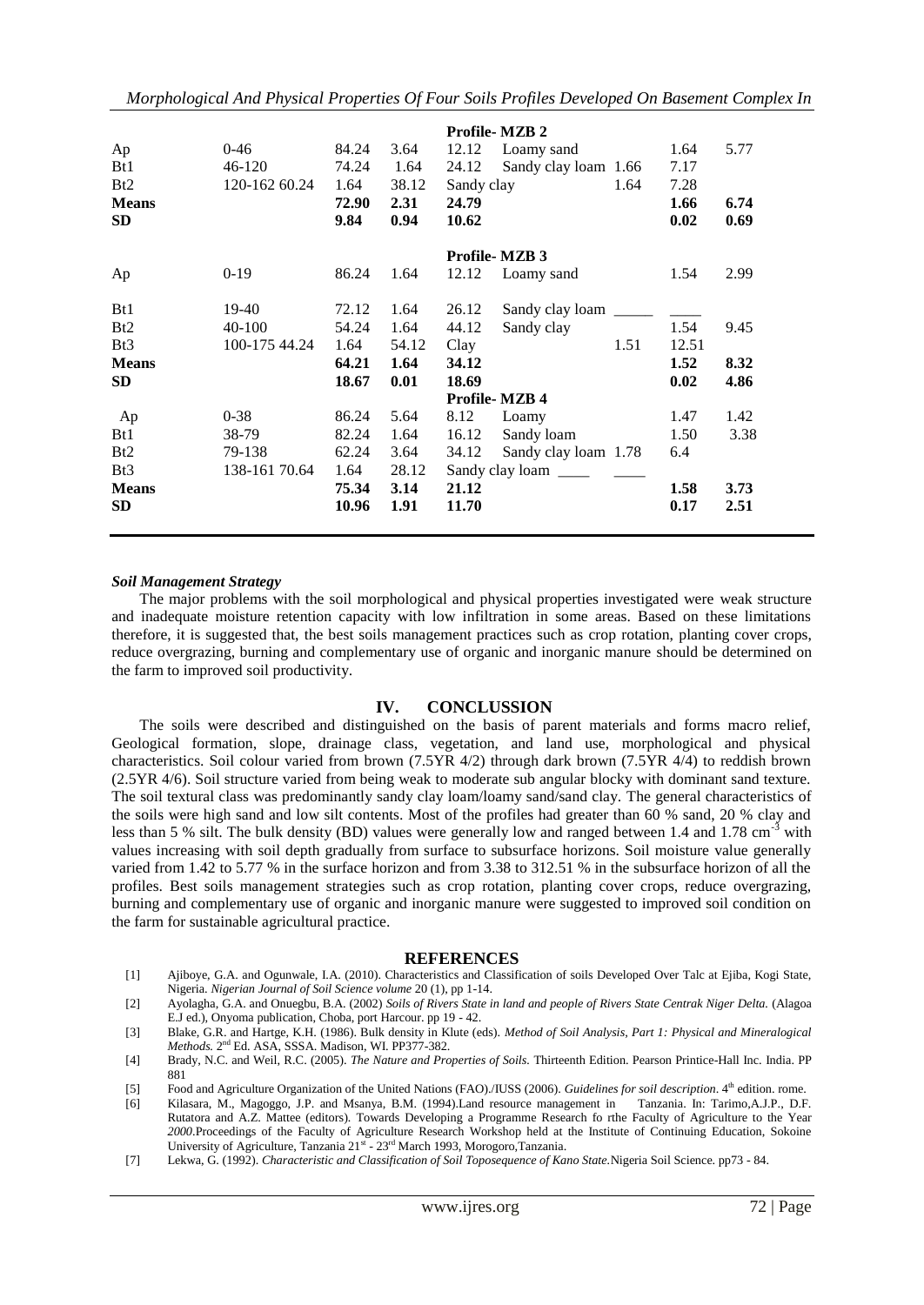| | | | | | Profile- MZB 2 | | |
|---|---|---|---|---|---|---|---|
| Ap | 0-46 | 84.24 | 3.64 | 12.12 | Loamy sand | 1.64 | 5.77 |
| Bt1 | 46-120 | 74.24 | 1.64 | 24.12 | Sandy clay loam 1.66 | 7.17 | |
| Bt2 | 120-162 60.24 | 1.64 | 38.12 | Sandy clay | 1.64 | 7.28 | |
| **Means** | | **72.90** | **2.31** | **24.79** | | **1.66** | **6.74** |
| **SD** | | **9.84** | **0.94** | **10.62** | | **0.02** | **0.69** |
| | | | | | **Profile- MZB 3** | | |
| Ap | 0-19 | 86.24 | 1.64 | 12.12 | Loamy sand | 1.54 | 2.99 |
| Bt1 | 19-40 | 72.12 | 1.64 | 26.12 | Sandy clay loam _____ | ____ | |
| Bt2 | 40-100 | 54.24 | 1.64 | 44.12 | Sandy clay | 1.54 | 9.45 |
| Bt3 | 100-175 44.24 | 1.64 | 54.12 | Clay | 1.51 | 12.51 | |
| **Means** | | **64.21** | **1.64** | **34.12** | | **1.52** | **8.32** |
| **SD** | | **18.67** | **0.01** | **18.69** | | **0.02** | **4.86** |
| | | | | | **Profile- MZB 4** | | |
| Ap | 0-38 | 86.24 | 5.64 | 8.12 | Loamy | 1.47 | 1.42 |
| Bt1 | 38-79 | 82.24 | 1.64 | 16.12 | Sandy loam | 1.50 | 3.38 |
| Bt2 | 79-138 | 62.24 | 3.64 | 34.12 | Sandy clay loam 1.78 | 6.4 | |
| Bt3 | 138-161 70.64 | 1.64 | 28.12 | Sandy clay loam ____ | ____ | | |
| **Means** | | **75.34** | **3.14** | **21.12** | | **1.58** | **3.73** |
| **SD** | | **10.96** | **1.91** | **11.70** | | **0.17** | **2.51** |

### *Soil Management Strategy*

The major problems with the soil morphological and physical properties investigated were weak structure and inadequate moisture retention capacity with low infiltration in some areas. Based on these limitations therefore, it is suggested that, the best soils management practices such as crop rotation, planting cover crops, reduce overgrazing, burning and complementary use of organic and inorganic manure should be determined on the farm to improved soil productivity.

## IV. CONCLUSSION

The soils were described and distinguished on the basis of parent materials and forms macro relief, Geological formation, slope, drainage class, vegetation, and land use, morphological and physical characteristics. Soil colour varied from brown (7.5YR 4/2) through dark brown (7.5YR 4/4) to reddish brown (2.5YR 4/6). Soil structure varied from being weak to moderate sub angular blocky with dominant sand texture. The soil textural class was predominantly sandy clay loam/loamy sand/sand clay. The general characteristics of the soils were high sand and low silt contents. Most of the profiles had greater than 60 % sand, 20 % clay and less than 5 % silt. The bulk density (BD) values were generally low and ranged between 1.4 and 1.78 cm$^{-3}$ with values increasing with soil depth gradually from surface to subsurface horizons. Soil moisture value generally varied from 1.42 to 5.77 % in the surface horizon and from 3.38 to 312.51 % in the subsurface horizon of all the profiles. Best soils management strategies such as crop rotation, planting cover crops, reduce overgrazing, burning and complementary use of organic and inorganic manure were suggested to improved soil condition on the farm for sustainable agricultural practice.

## REFERENCES

[1] Ajiboye, G.A. and Ogunwale, I.A. (2010). Characteristics and Classification of soils Developed Over Talc at Ejiba, Kogi State, Nigeria. *Nigerian Journal of Soil Science volume* 20 (1), pp 1-14.

[2] Ayolagha, G.A. and Onuegbu, B.A. (2002) *Soils of Rivers State in land and people of Rivers State Centrak Niger Delta.* (Alagoa E.J ed.), Onyoma publication, Choba, port Harcour. pp 19 - 42.

[3] Blake, G.R. and Hartge, K.H. (1986). Bulk density in Klute (eds). *Method of Soil Analysis, Part 1: Physical and Mineralogical Methods.* 2nd Ed. ASA, SSSA. Madison, WI. PP377-382.

[4] Brady, N.C. and Weil, R.C. (2005). *The Nature and Properties of Soils.* Thirteenth Edition. Pearson Printice-Hall Inc. India. PP 881

[5] Food and Agriculture Organization of the United Nations (FAO)./IUSS (2006). *Guidelines for soil description*. 4th edition. rome.

[6] Kilasara, M., Magoggo, J.P. and Msanya, B.M. (1994).Land resource management in Tanzania. In: Tarimo,A.J.P., D.F. Rutatora and A.Z. Mattee (editors). Towards Developing a Programme Research fo rthe Faculty of Agriculture to the Year *2000*.Proceedings of the Faculty of Agriculture Research Workshop held at the Institute of Continuing Education, Sokoine University of Agriculture, Tanzania 21st - 23rd March 1993, Morogoro,Tanzania.

[7] Lekwa, G. (1992). *Characteristic and Classification of Soil Toposequence of Kano State.*Nigeria Soil Science. pp73 - 84.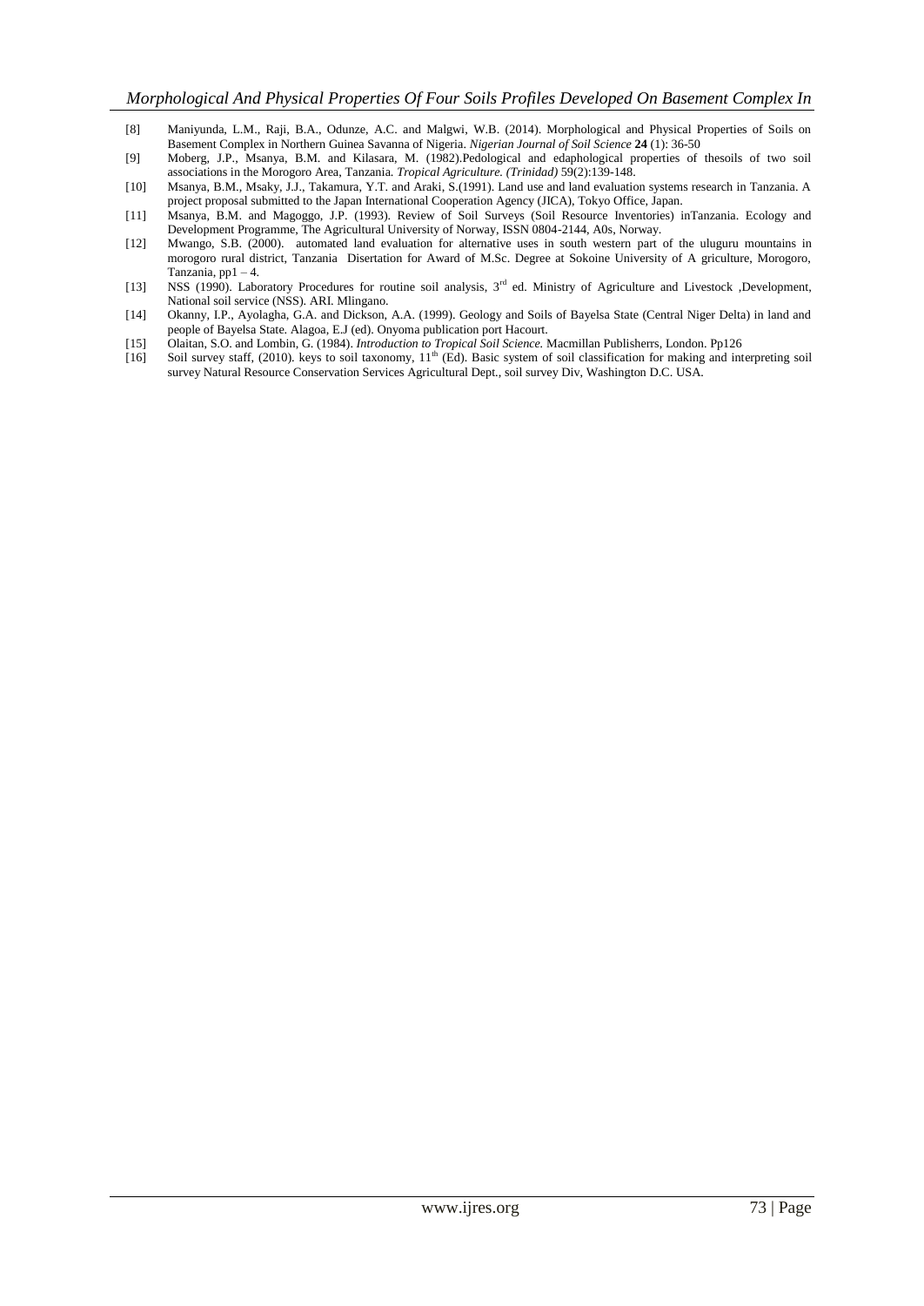[8] Maniyunda, L.M., Raji, B.A., Odunze, A.C. and Malgwi, W.B. (2014). Morphological and Physical Properties of Soils on Basement Complex in Northern Guinea Savanna of Nigeria. *Nigerian Journal of Soil Science* **24** (1): 36-50

[9] Moberg, J.P., Msanya, B.M. and Kilasara, M. (1982).Pedological and edaphological properties of thesoils of two soil associations in the Morogoro Area, Tanzania. *Tropical Agriculture. (Trinidad)* 59(2):139-148.

[10] Msanya, B.M., Msaky, J.J., Takamura, Y.T. and Araki, S.(1991). Land use and land evaluation systems research in Tanzania. A project proposal submitted to the Japan International Cooperation Agency (JICA), Tokyo Office, Japan.

[11] Msanya, B.M. and Magoggo, J.P. (1993). Review of Soil Surveys (Soil Resource Inventories) inTanzania. Ecology and Development Programme, The Agricultural University of Norway, ISSN 0804-2144, A0s, Norway.

[12] Mwango, S.B. (2000). automated land evaluation for alternative uses in south western part of the uluguru mountains in morogoro rural district, Tanzania Disertation for Award of M.Sc. Degree at Sokoine University of A griculture, Morogoro, Tanzania, pp1 – 4.

[13] NSS (1990). Laboratory Procedures for routine soil analysis, 3rd ed. Ministry of Agriculture and Livestock ,Development, National soil service (NSS). ARI. Mlingano.

[14] Okanny, I.P., Ayolagha, G.A. and Dickson, A.A. (1999). Geology and Soils of Bayelsa State (Central Niger Delta) in land and people of Bayelsa State. Alagoa, E.J (ed). Onyoma publication port Hacourt.

[15] Olaitan, S.O. and Lombin, G. (1984). *Introduction to Tropical Soil Science.* Macmillan Publisherrs, London. Pp126

[16] Soil survey staff, (2010). keys to soil taxonomy, 11th (Ed). Basic system of soil classification for making and interpreting soil survey Natural Resource Conservation Services Agricultural Dept., soil survey Div, Washington D.C. USA.